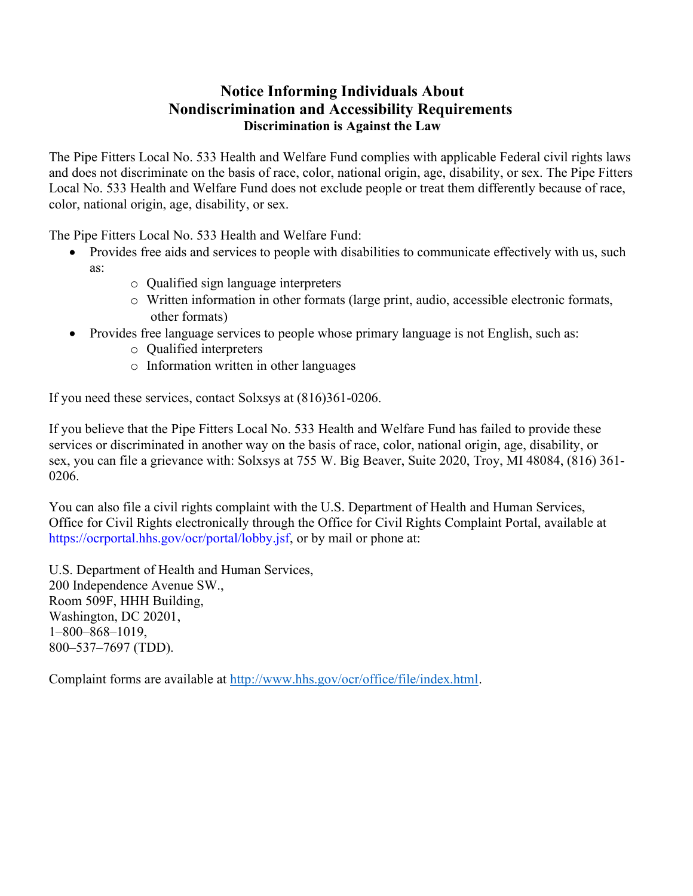# Notice Informing Individuals About Nondiscrimination and Accessibility Requirements

**Discrimination is Against the Law**

The Pipe Fitters Local No. 533 Health and Welfare Fund complies with applicable Federal civil rights laws and does not discriminate on the basis of race, color, national origin, age, disability, or sex. The Pipe Fitters Local No. 533 Health and Welfare Fund does not exclude people or treat them differently because of race, color, national origin, age, disability, or sex.

The Pipe Fitters Local No. 533 Health and Welfare Fund:

- Provides free aids and services to people with disabilities to communicate effectively with us, such as:
  - Qualified sign language interpreters
  - Written information in other formats (large print, audio, accessible electronic formats, other formats)
- Provides free language services to people whose primary language is not English, such as:
  - Qualified interpreters
  - Information written in other languages

If you need these services, contact Solxsys at (816)361-0206.

If you believe that the Pipe Fitters Local No. 533 Health and Welfare Fund has failed to provide these services or discriminated in another way on the basis of race, color, national origin, age, disability, or sex, you can file a grievance with: Solxsys at 755 W. Big Beaver, Suite 2020, Troy, MI 48084, (816) 361-0206.

You can also file a civil rights complaint with the U.S. Department of Health and Human Services, Office for Civil Rights electronically through the Office for Civil Rights Complaint Portal, available at https://ocrportal.hhs.gov/ocr/portal/lobby.jsf, or by mail or phone at:

U.S. Department of Health and Human Services,
200 Independence Avenue SW.,
Room 509F, HHH Building,
Washington, DC 20201,
1–800–868–1019,
800–537–7697 (TDD).

Complaint forms are available at http://www.hhs.gov/ocr/office/file/index.html.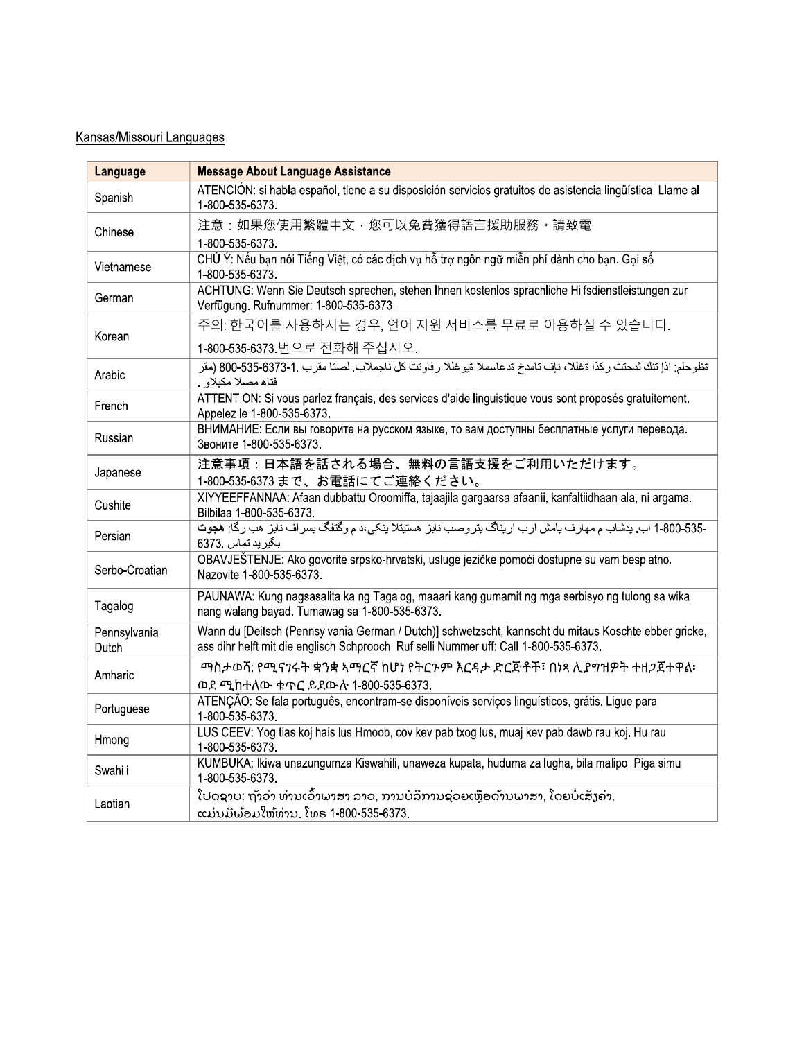Kansas/Missouri Languages

| Language | Message About Language Assistance |
| --- | --- |
| Spanish | ATENCIÓN: si habla español, tiene a su disposición servicios gratuitos de asistencia lingüística. Llame al 1-800-535-6373. |
| Chinese | 注意：如果您使用繁體中文，您可以免費獲得語言援助服務。請致電 1-800-535-6373. |
| Vietnamese | CHÚ Ý: Nếu bạn nói Tiếng Việt, có các dịch vụ hỗ trợ ngôn ngữ miễn phí dành cho bạn. Gọi số 1-800-535-6373. |
| German | ACHTUNG: Wenn Sie Deutsch sprechen, stehen Ihnen kostenlos sprachliche Hilfsdienstleistungen zur Verfügung. Rufnummer: 1-800-535-6373. |
| Korean | 주의: 한국어를 사용하시는 경우, 언어 지원 서비스를 무료로 이용하실 수 있습니다. 1-800-535-6373.번으로 전화해 주십시오. |
| Arabic | ملحوظة: إذا كنت تتحدث اذكر اللغة، فإن خدمات المساعدة اللغوية تتوافر لك بالمجان. اتصل برقم 1-800-535-6373 (رقم هاتف الصم والبكم). |
| French | ATTENTION: Si vous parlez français, des services d'aide linguistique vous sont proposés gratuitement. Appelez le 1-800-535-6373. |
| Russian | ВНИМАНИЕ: Если вы говорите на русском языке, то вам доступны бесплатные услуги перевода. Звоните 1-800-535-6373. |
| Japanese | 注意事項：日本語を話される場合、無料の言語支援をご利用いただけます。1-800-535-6373 まで、お電話にてご連絡ください。 |
| Cushite | XIYYEEFFANNAA: Afaan dubbattu Oroomiffa, tajaajila gargaarsa afaanii, kanfaltiidhaan ala, ni argama. Bilbilaa 1-800-535-6373. |
| Persian | **توجه**: اگر به زبان فارسی گفتگو می کنید، تسهیلات زبانی بصورت رایگان برای شما فراهم می باشد. با 1-800-535-6373 تماس بگیرید. |
| Serbo-Croatian | OBAVJEŠTENJE: Ako govorite srpsko-hrvatski, usluge jezičke pomoći dostupne su vam besplatno. Nazovite 1-800-535-6373. |
| Tagalog | PAUNAWA: Kung nagsasalita ka ng Tagalog, maaari kang gumamit ng mga serbisyo ng tulong sa wika nang walang bayad. Tumawag sa 1-800-535-6373. |
| Pennsylvania Dutch | Wann du [Deitsch (Pennsylvania German / Dutch)] schwetzscht, kannscht du mitaus Koschte ebber gricke, ass dihr helft mit die englisch Schprooch. Ruf selli Nummer uff: Call 1-800-535-6373. |
| Amharic | ማስታወሻ: የሚናገሩት ቋንቋ ኣማርኛ ከሆነ የትርጉም እርዳታ ድርጅቶች፣ በነጻ ሊያግዝዎት ተዘጋጀተዋል፡ ወደ ሚከተለው ቁጥር ይደውሉ 1-800-535-6373. |
| Portuguese | ATENÇÃO: Se fala português, encontram-se disponíveis serviços linguísticos, grátis. Ligue para 1-800-535-6373. |
| Hmong | LUS CEEV: Yog tias koj hais lus Hmoob, cov kev pab txog lus, muaj kev pab dawb rau koj. Hu rau 1-800-535-6373. |
| Swahili | KUMBUKA: Ikiwa unazungumza Kiswahili, unaweza kupata, huduma za lugha, bila malipo. Piga simu 1-800-535-6373. |
| Laotian | ໂປດຊາບ: ຖ້າວ່າ ທ່ານເວົ້າພາສາ ລາວ, ການບໍລິການຊ່ວຍເຫຼືອດ້ານພາສາ, ໂດຍບໍ່ເສັຽຄ່າ, ແມ່ນມີພ້ອມໃຫ້ທ່ານ. ໂທຣ 1-800-535-6373. |